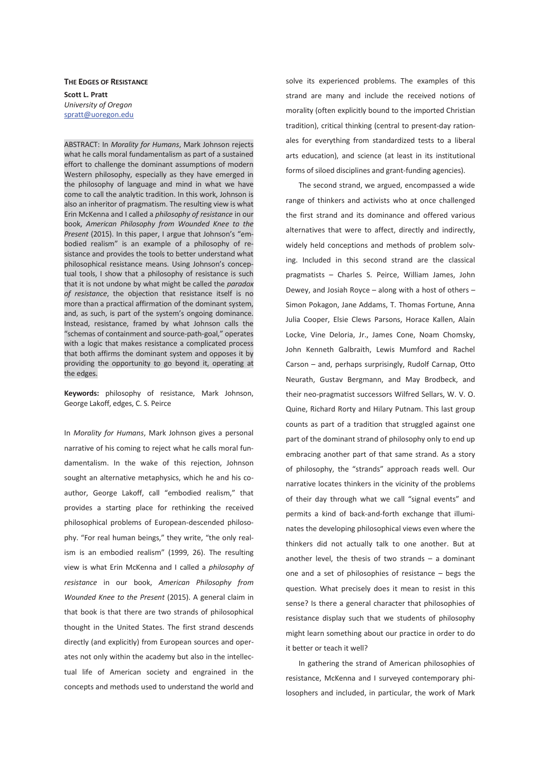# The Edges of Resistance

**Scott L. Pratt**
*University of Oregon*
spratt@uoregon.edu

ABSTRACT: In *Morality for Humans*, Mark Johnson rejects what he calls moral fundamentalism as part of a sustained effort to challenge the dominant assumptions of modern Western philosophy, especially as they have emerged in the philosophy of language and mind in what we have come to call the analytic tradition. In this work, Johnson is also an inheritor of pragmatism. The resulting view is what Erin McKenna and I called a *philosophy of resistance* in our book, *American Philosophy from Wounded Knee to the Present* (2015). In this paper, I argue that Johnson's "embodied realism" is an example of a philosophy of resistance and provides the tools to better understand what philosophical resistance means. Using Johnson's conceptual tools, I show that a philosophy of resistance is such that it is not undone by what might be called the *paradox of resistance*, the objection that resistance itself is no more than a practical affirmation of the dominant system, and, as such, is part of the system's ongoing dominance. Instead, resistance, framed by what Johnson calls the "schemas of containment and source-path-goal," operates with a logic that makes resistance a complicated process that both affirms the dominant system and opposes it by providing the opportunity to go beyond it, operating at the edges.

**Keywords:** philosophy of resistance, Mark Johnson, George Lakoff, edges, C. S. Peirce

In *Morality for Humans*, Mark Johnson gives a personal narrative of his coming to reject what he calls moral fundamentalism. In the wake of this rejection, Johnson sought an alternative metaphysics, which he and his co-author, George Lakoff, call "embodied realism," that provides a starting place for rethinking the received philosophical problems of European-descended philosophy. "For real human beings," they write, "the only realism is an embodied realism" (1999, 26). The resulting view is what Erin McKenna and I called a *philosophy of resistance* in our book, *American Philosophy from Wounded Knee to the Present* (2015). A general claim in that book is that there are two strands of philosophical thought in the United States. The first strand descends directly (and explicitly) from European sources and operates not only within the academy but also in the intellectual life of American society and engrained in the concepts and methods used to understand the world and solve its experienced problems. The examples of this strand are many and include the received notions of morality (often explicitly bound to the imported Christian tradition), critical thinking (central to present-day rationales for everything from standardized tests to a liberal arts education), and science (at least in its institutional forms of siloed disciplines and grant-funding agencies).

The second strand, we argued, encompassed a wide range of thinkers and activists who at once challenged the first strand and its dominance and offered various alternatives that were to affect, directly and indirectly, widely held conceptions and methods of problem solving. Included in this second strand are the classical pragmatists – Charles S. Peirce, William James, John Dewey, and Josiah Royce – along with a host of others – Simon Pokagon, Jane Addams, T. Thomas Fortune, Anna Julia Cooper, Elsie Clews Parsons, Horace Kallen, Alain Locke, Vine Deloria, Jr., James Cone, Noam Chomsky, John Kenneth Galbraith, Lewis Mumford and Rachel Carson – and, perhaps surprisingly, Rudolf Carnap, Otto Neurath, Gustav Bergmann, and May Brodbeck, and their neo-pragmatist successors Wilfred Sellars, W. V. O. Quine, Richard Rorty and Hilary Putnam. This last group counts as part of a tradition that struggled against one part of the dominant strand of philosophy only to end up embracing another part of that same strand. As a story of philosophy, the "strands" approach reads well. Our narrative locates thinkers in the vicinity of the problems of their day through what we call "signal events" and permits a kind of back-and-forth exchange that illuminates the developing philosophical views even where the thinkers did not actually talk to one another. But at another level, the thesis of two strands – a dominant one and a set of philosophies of resistance – begs the question. What precisely does it mean to resist in this sense? Is there a general character that philosophies of resistance display such that we students of philosophy might learn something about our practice in order to do it better or teach it well?

In gathering the strand of American philosophies of resistance, McKenna and I surveyed contemporary philosophers and included, in particular, the work of Mark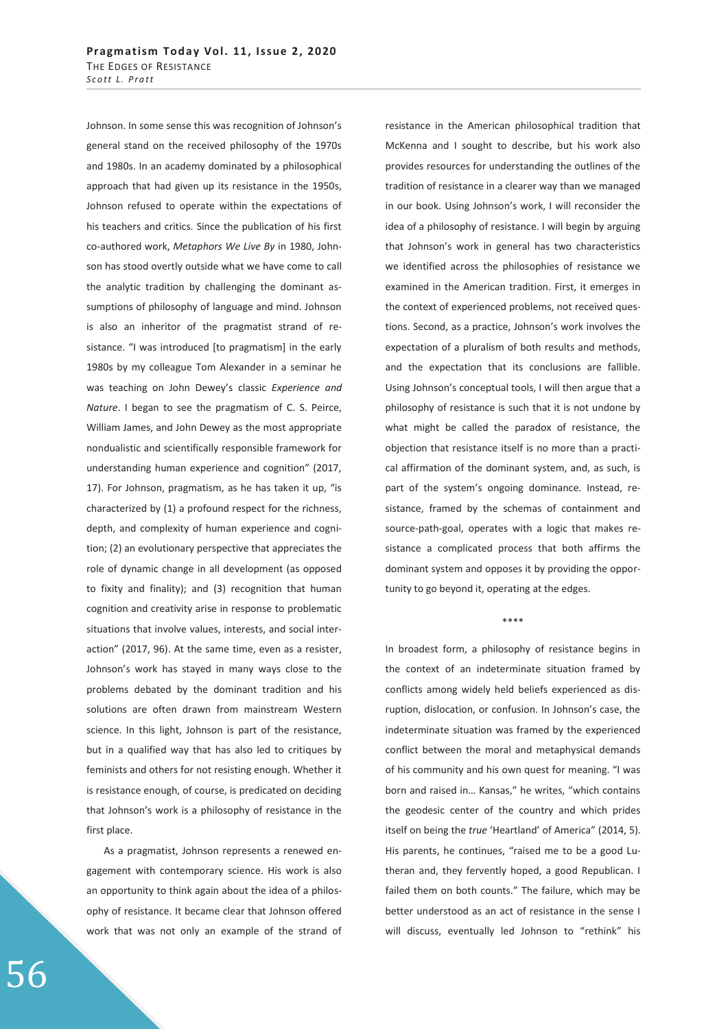Johnson. In some sense this was recognition of Johnson's general stand on the received philosophy of the 1970s and 1980s. In an academy dominated by a philosophical approach that had given up its resistance in the 1950s, Johnson refused to operate within the expectations of his teachers and critics. Since the publication of his first co-authored work, *Metaphors We Live By* in 1980, Johnson has stood overtly outside what we have come to call the analytic tradition by challenging the dominant assumptions of philosophy of language and mind. Johnson is also an inheritor of the pragmatist strand of resistance. "I was introduced [to pragmatism] in the early 1980s by my colleague Tom Alexander in a seminar he was teaching on John Dewey's classic *Experience and Nature*. I began to see the pragmatism of C. S. Peirce, William James, and John Dewey as the most appropriate nondualistic and scientifically responsible framework for understanding human experience and cognition" (2017, 17). For Johnson, pragmatism, as he has taken it up, "is characterized by (1) a profound respect for the richness, depth, and complexity of human experience and cognition; (2) an evolutionary perspective that appreciates the role of dynamic change in all development (as opposed to fixity and finality); and (3) recognition that human cognition and creativity arise in response to problematic situations that involve values, interests, and social interaction" (2017, 96). At the same time, even as a resister, Johnson's work has stayed in many ways close to the problems debated by the dominant tradition and his solutions are often drawn from mainstream Western science. In this light, Johnson is part of the resistance, but in a qualified way that has also led to critiques by feminists and others for not resisting enough. Whether it is resistance enough, of course, is predicated on deciding that Johnson's work is a philosophy of resistance in the first place.

As a pragmatist, Johnson represents a renewed engagement with contemporary science. His work is also an opportunity to think again about the idea of a philosophy of resistance. It became clear that Johnson offered work that was not only an example of the strand of resistance in the American philosophical tradition that McKenna and I sought to describe, but his work also provides resources for understanding the outlines of the tradition of resistance in a clearer way than we managed in our book. Using Johnson's work, I will reconsider the idea of a philosophy of resistance. I will begin by arguing that Johnson's work in general has two characteristics we identified across the philosophies of resistance we examined in the American tradition. First, it emerges in the context of experienced problems, not received questions. Second, as a practice, Johnson's work involves the expectation of a pluralism of both results and methods, and the expectation that its conclusions are fallible. Using Johnson's conceptual tools, I will then argue that a philosophy of resistance is such that it is not undone by what might be called the paradox of resistance, the objection that resistance itself is no more than a practical affirmation of the dominant system, and, as such, is part of the system's ongoing dominance. Instead, resistance, framed by the schemas of containment and source-path-goal, operates with a logic that makes resistance a complicated process that both affirms the dominant system and opposes it by providing the opportunity to go beyond it, operating at the edges.

\*\*\*\*

In broadest form, a philosophy of resistance begins in the context of an indeterminate situation framed by conflicts among widely held beliefs experienced as disruption, dislocation, or confusion. In Johnson's case, the indeterminate situation was framed by the experienced conflict between the moral and metaphysical demands of his community and his own quest for meaning. "I was born and raised in… Kansas," he writes, "which contains the geodesic center of the country and which prides itself on being the *true* 'Heartland' of America" (2014, 5). His parents, he continues, "raised me to be a good Lutheran and, they fervently hoped, a good Republican. I failed them on both counts." The failure, which may be better understood as an act of resistance in the sense I will discuss, eventually led Johnson to "rethink" his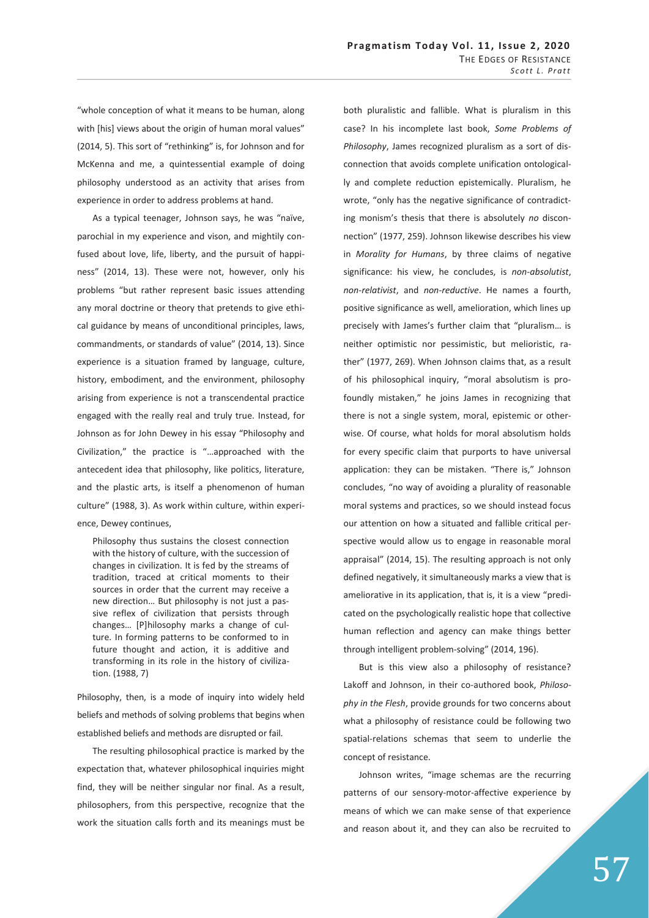"whole conception of what it means to be human, along with [his] views about the origin of human moral values" (2014, 5). This sort of "rethinking" is, for Johnson and for McKenna and me, a quintessential example of doing philosophy understood as an activity that arises from experience in order to address problems at hand.

As a typical teenager, Johnson says, he was "naïve, parochial in my experience and vison, and mightily confused about love, life, liberty, and the pursuit of happiness" (2014, 13). These were not, however, only his problems "but rather represent basic issues attending any moral doctrine or theory that pretends to give ethical guidance by means of unconditional principles, laws, commandments, or standards of value" (2014, 13). Since experience is a situation framed by language, culture, history, embodiment, and the environment, philosophy arising from experience is not a transcendental practice engaged with the really real and truly true. Instead, for Johnson as for John Dewey in his essay "Philosophy and Civilization," the practice is "…approached with the antecedent idea that philosophy, like politics, literature, and the plastic arts, is itself a phenomenon of human culture" (1988, 3). As work within culture, within experience, Dewey continues,

> Philosophy thus sustains the closest connection with the history of culture, with the succession of changes in civilization. It is fed by the streams of tradition, traced at critical moments to their sources in order that the current may receive a new direction… But philosophy is not just a passive reflex of civilization that persists through changes… [P]hilosophy marks a change of culture. In forming patterns to be conformed to in future thought and action, it is additive and transforming in its role in the history of civilization. (1988, 7)

Philosophy, then, is a mode of inquiry into widely held beliefs and methods of solving problems that begins when established beliefs and methods are disrupted or fail.

The resulting philosophical practice is marked by the expectation that, whatever philosophical inquiries might find, they will be neither singular nor final. As a result, philosophers, from this perspective, recognize that the work the situation calls forth and its meanings must be both pluralistic and fallible. What is pluralism in this case? In his incomplete last book, *Some Problems of Philosophy*, James recognized pluralism as a sort of disconnection that avoids complete unification ontologically and complete reduction epistemically. Pluralism, he wrote, "only has the negative significance of contradicting monism's thesis that there is absolutely *no* disconnection" (1977, 259). Johnson likewise describes his view in *Morality for Humans*, by three claims of negative significance: his view, he concludes, is *non-absolutist*, *non-relativist*, and *non-reductive*. He names a fourth, positive significance as well, amelioration, which lines up precisely with James's further claim that "pluralism… is neither optimistic nor pessimistic, but melioristic, rather" (1977, 269). When Johnson claims that, as a result of his philosophical inquiry, "moral absolutism is profoundly mistaken," he joins James in recognizing that there is not a single system, moral, epistemic or otherwise. Of course, what holds for moral absolutism holds for every specific claim that purports to have universal application: they can be mistaken. "There is," Johnson concludes, "no way of avoiding a plurality of reasonable moral systems and practices, so we should instead focus our attention on how a situated and fallible critical perspective would allow us to engage in reasonable moral appraisal" (2014, 15). The resulting approach is not only defined negatively, it simultaneously marks a view that is ameliorative in its application, that is, it is a view "predicated on the psychologically realistic hope that collective human reflection and agency can make things better through intelligent problem-solving" (2014, 196).

But is this view also a philosophy of resistance? Lakoff and Johnson, in their co-authored book, *Philosophy in the Flesh*, provide grounds for two concerns about what a philosophy of resistance could be following two spatial-relations schemas that seem to underlie the concept of resistance.

Johnson writes, "image schemas are the recurring patterns of our sensory-motor-affective experience by means of which we can make sense of that experience and reason about it, and they can also be recruited to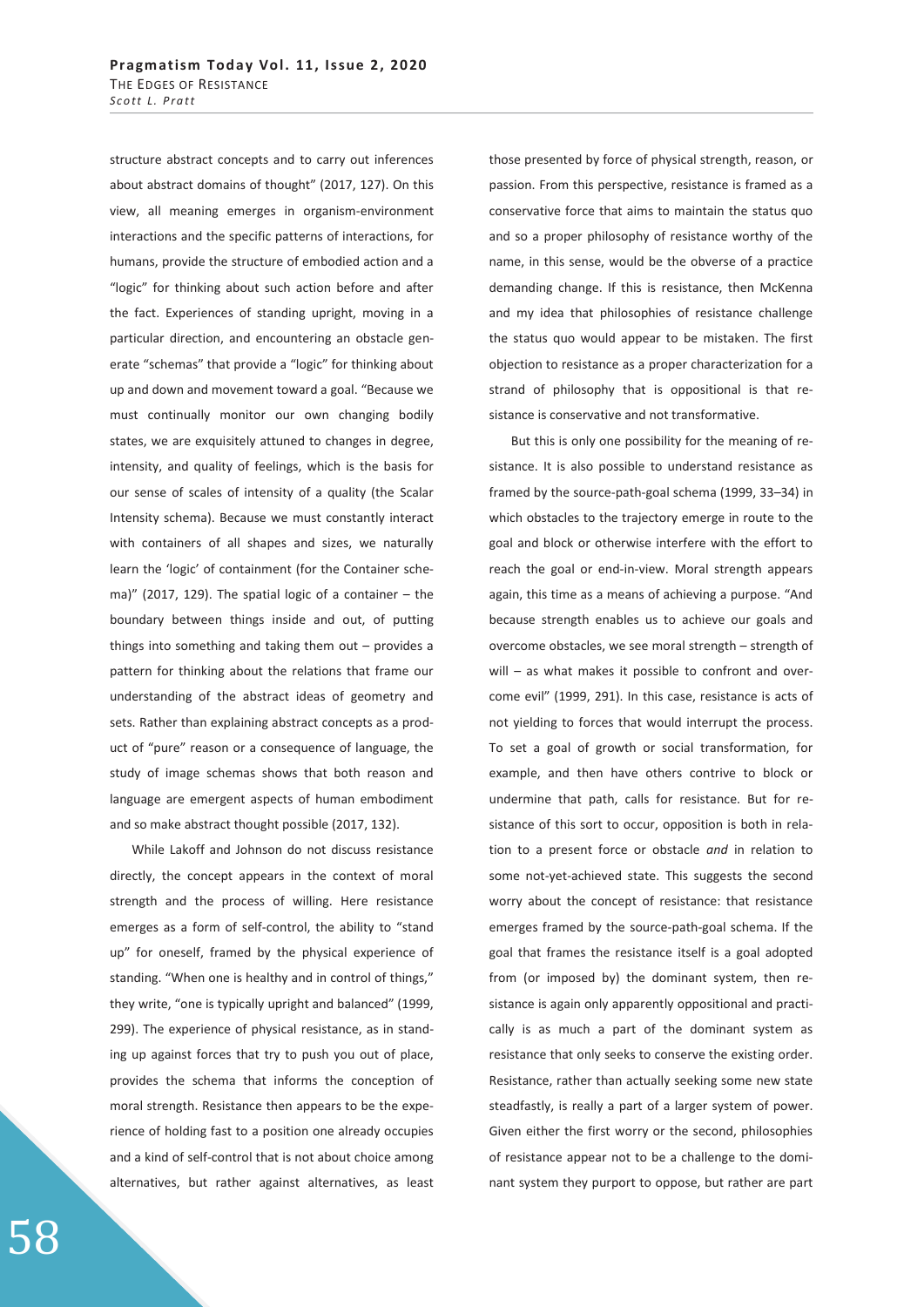structure abstract concepts and to carry out inferences about abstract domains of thought" (2017, 127). On this view, all meaning emerges in organism-environment interactions and the specific patterns of interactions, for humans, provide the structure of embodied action and a "logic" for thinking about such action before and after the fact. Experiences of standing upright, moving in a particular direction, and encountering an obstacle generate "schemas" that provide a "logic" for thinking about up and down and movement toward a goal. "Because we must continually monitor our own changing bodily states, we are exquisitely attuned to changes in degree, intensity, and quality of feelings, which is the basis for our sense of scales of intensity of a quality (the Scalar Intensity schema). Because we must constantly interact with containers of all shapes and sizes, we naturally learn the 'logic' of containment (for the Container schema)" (2017, 129). The spatial logic of a container – the boundary between things inside and out, of putting things into something and taking them out – provides a pattern for thinking about the relations that frame our understanding of the abstract ideas of geometry and sets. Rather than explaining abstract concepts as a product of "pure" reason or a consequence of language, the study of image schemas shows that both reason and language are emergent aspects of human embodiment and so make abstract thought possible (2017, 132).

While Lakoff and Johnson do not discuss resistance directly, the concept appears in the context of moral strength and the process of willing. Here resistance emerges as a form of self-control, the ability to "stand up" for oneself, framed by the physical experience of standing. "When one is healthy and in control of things," they write, "one is typically upright and balanced" (1999, 299). The experience of physical resistance, as in standing up against forces that try to push you out of place, provides the schema that informs the conception of moral strength. Resistance then appears to be the experience of holding fast to a position one already occupies and a kind of self-control that is not about choice among alternatives, but rather against alternatives, as least those presented by force of physical strength, reason, or passion. From this perspective, resistance is framed as a conservative force that aims to maintain the status quo and so a proper philosophy of resistance worthy of the name, in this sense, would be the obverse of a practice demanding change. If this is resistance, then McKenna and my idea that philosophies of resistance challenge the status quo would appear to be mistaken. The first objection to resistance as a proper characterization for a strand of philosophy that is oppositional is that resistance is conservative and not transformative.

But this is only one possibility for the meaning of resistance. It is also possible to understand resistance as framed by the source-path-goal schema (1999, 33–34) in which obstacles to the trajectory emerge in route to the goal and block or otherwise interfere with the effort to reach the goal or end-in-view. Moral strength appears again, this time as a means of achieving a purpose. "And because strength enables us to achieve our goals and overcome obstacles, we see moral strength – strength of will – as what makes it possible to confront and overcome evil" (1999, 291). In this case, resistance is acts of not yielding to forces that would interrupt the process. To set a goal of growth or social transformation, for example, and then have others contrive to block or undermine that path, calls for resistance. But for resistance of this sort to occur, opposition is both in relation to a present force or obstacle *and* in relation to some not-yet-achieved state. This suggests the second worry about the concept of resistance: that resistance emerges framed by the source-path-goal schema. If the goal that frames the resistance itself is a goal adopted from (or imposed by) the dominant system, then resistance is again only apparently oppositional and practically is as much a part of the dominant system as resistance that only seeks to conserve the existing order. Resistance, rather than actually seeking some new state steadfastly, is really a part of a larger system of power. Given either the first worry or the second, philosophies of resistance appear not to be a challenge to the dominant system they purport to oppose, but rather are part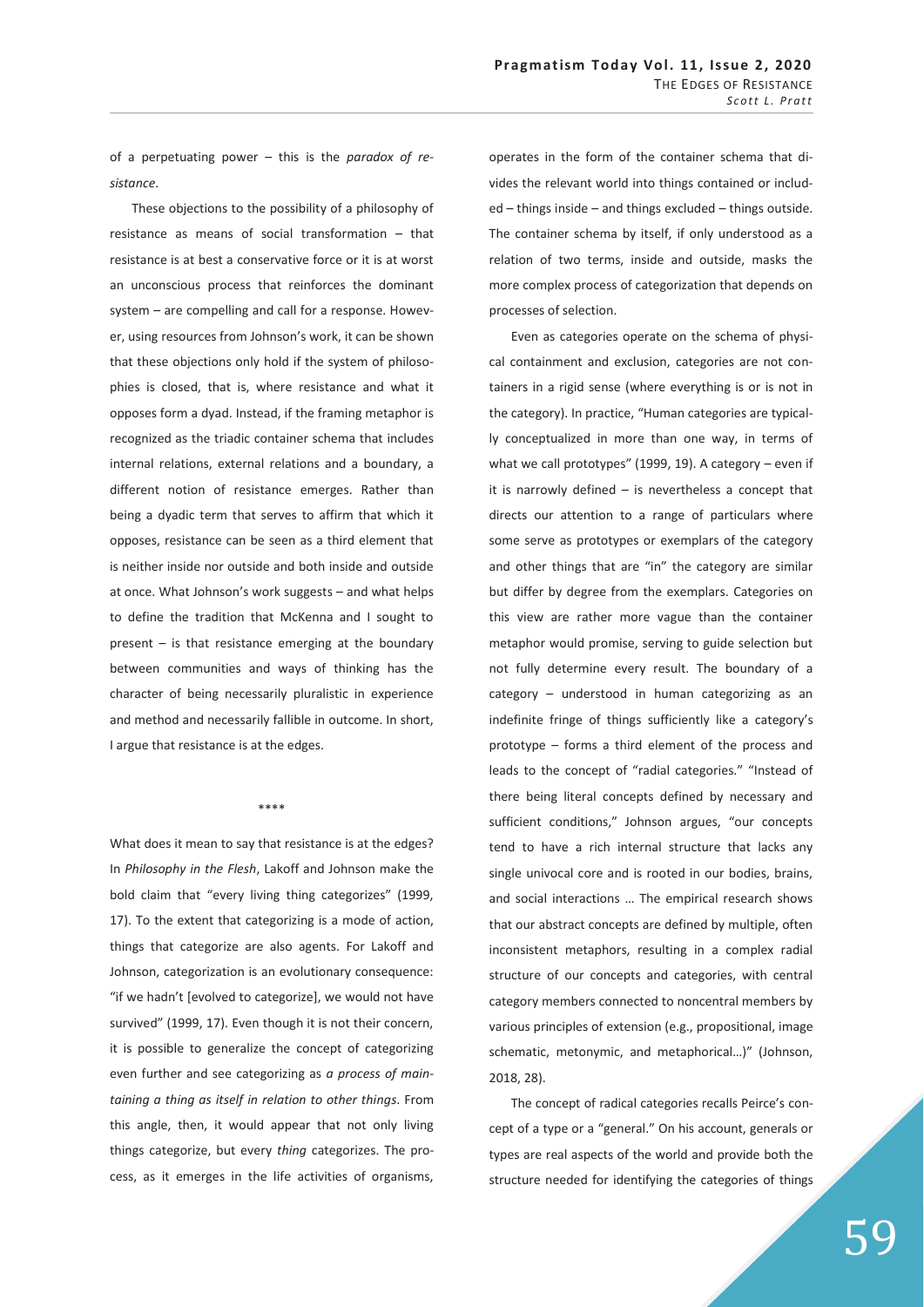of a perpetuating power – this is the *paradox of resistance*.

These objections to the possibility of a philosophy of resistance as means of social transformation – that resistance is at best a conservative force or it is at worst an unconscious process that reinforces the dominant system – are compelling and call for a response. However, using resources from Johnson's work, it can be shown that these objections only hold if the system of philosophies is closed, that is, where resistance and what it opposes form a dyad. Instead, if the framing metaphor is recognized as the triadic container schema that includes internal relations, external relations and a boundary, a different notion of resistance emerges. Rather than being a dyadic term that serves to affirm that which it opposes, resistance can be seen as a third element that is neither inside nor outside and both inside and outside at once. What Johnson's work suggests – and what helps to define the tradition that McKenna and I sought to present – is that resistance emerging at the boundary between communities and ways of thinking has the character of being necessarily pluralistic in experience and method and necessarily fallible in outcome. In short, I argue that resistance is at the edges.

\*\*\*\*

What does it mean to say that resistance is at the edges? In *Philosophy in the Flesh*, Lakoff and Johnson make the bold claim that "every living thing categorizes" (1999, 17). To the extent that categorizing is a mode of action, things that categorize are also agents. For Lakoff and Johnson, categorization is an evolutionary consequence: "if we hadn't [evolved to categorize], we would not have survived" (1999, 17). Even though it is not their concern, it is possible to generalize the concept of categorizing even further and see categorizing as *a process of maintaining a thing as itself in relation to other things*. From this angle, then, it would appear that not only living things categorize, but every *thing* categorizes. The process, as it emerges in the life activities of organisms, operates in the form of the container schema that divides the relevant world into things contained or included – things inside – and things excluded – things outside. The container schema by itself, if only understood as a relation of two terms, inside and outside, masks the more complex process of categorization that depends on processes of selection.

Even as categories operate on the schema of physical containment and exclusion, categories are not containers in a rigid sense (where everything is or is not in the category). In practice, "Human categories are typically conceptualized in more than one way, in terms of what we call prototypes" (1999, 19). A category – even if it is narrowly defined – is nevertheless a concept that directs our attention to a range of particulars where some serve as prototypes or exemplars of the category and other things that are "in" the category are similar but differ by degree from the exemplars. Categories on this view are rather more vague than the container metaphor would promise, serving to guide selection but not fully determine every result. The boundary of a category – understood in human categorizing as an indefinite fringe of things sufficiently like a category's prototype – forms a third element of the process and leads to the concept of "radial categories." "Instead of there being literal concepts defined by necessary and sufficient conditions," Johnson argues, "our concepts tend to have a rich internal structure that lacks any single univocal core and is rooted in our bodies, brains, and social interactions … The empirical research shows that our abstract concepts are defined by multiple, often inconsistent metaphors, resulting in a complex radial structure of our concepts and categories, with central category members connected to noncentral members by various principles of extension (e.g., propositional, image schematic, metonymic, and metaphorical…)" (Johnson, 2018, 28).

The concept of radical categories recalls Peirce's concept of a type or a "general." On his account, generals or types are real aspects of the world and provide both the structure needed for identifying the categories of things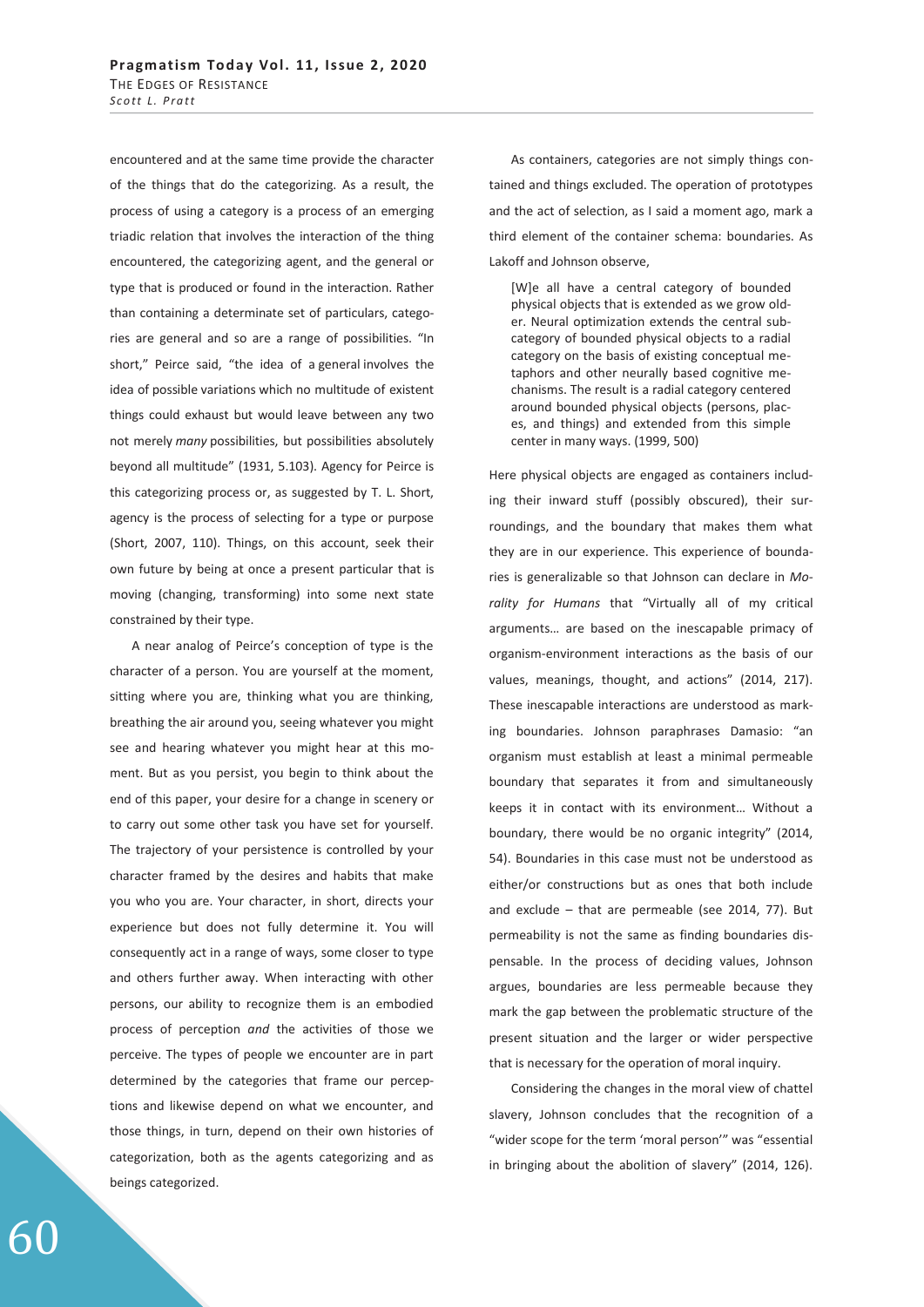encountered and at the same time provide the character of the things that do the categorizing. As a result, the process of using a category is a process of an emerging triadic relation that involves the interaction of the thing encountered, the categorizing agent, and the general or type that is produced or found in the interaction. Rather than containing a determinate set of particulars, categories are general and so are a range of possibilities. "In short," Peirce said, "the idea of a general involves the idea of possible variations which no multitude of existent things could exhaust but would leave between any two not merely *many* possibilities, but possibilities absolutely beyond all multitude" (1931, 5.103). Agency for Peirce is this categorizing process or, as suggested by T. L. Short, agency is the process of selecting for a type or purpose (Short, 2007, 110). Things, on this account, seek their own future by being at once a present particular that is moving (changing, transforming) into some next state constrained by their type.

A near analog of Peirce's conception of type is the character of a person. You are yourself at the moment, sitting where you are, thinking what you are thinking, breathing the air around you, seeing whatever you might see and hearing whatever you might hear at this moment. But as you persist, you begin to think about the end of this paper, your desire for a change in scenery or to carry out some other task you have set for yourself. The trajectory of your persistence is controlled by your character framed by the desires and habits that make you who you are. Your character, in short, directs your experience but does not fully determine it. You will consequently act in a range of ways, some closer to type and others further away. When interacting with other persons, our ability to recognize them is an embodied process of perception *and* the activities of those we perceive. The types of people we encounter are in part determined by the categories that frame our perceptions and likewise depend on what we encounter, and those things, in turn, depend on their own histories of categorization, both as the agents categorizing and as beings categorized.

As containers, categories are not simply things contained and things excluded. The operation of prototypes and the act of selection, as I said a moment ago, mark a third element of the container schema: boundaries. As Lakoff and Johnson observe,

> [W]e all have a central category of bounded physical objects that is extended as we grow older. Neural optimization extends the central subcategory of bounded physical objects to a radial category on the basis of existing conceptual metaphors and other neurally based cognitive mechanisms. The result is a radial category centered around bounded physical objects (persons, places, and things) and extended from this simple center in many ways. (1999, 500)

Here physical objects are engaged as containers including their inward stuff (possibly obscured), their surroundings, and the boundary that makes them what they are in our experience. This experience of boundaries is generalizable so that Johnson can declare in *Morality for Humans* that "Virtually all of my critical arguments… are based on the inescapable primacy of organism-environment interactions as the basis of our values, meanings, thought, and actions" (2014, 217). These inescapable interactions are understood as marking boundaries. Johnson paraphrases Damasio: "an organism must establish at least a minimal permeable boundary that separates it from and simultaneously keeps it in contact with its environment… Without a boundary, there would be no organic integrity" (2014, 54). Boundaries in this case must not be understood as either/or constructions but as ones that both include and exclude – that are permeable (see 2014, 77). But permeability is not the same as finding boundaries dispensable. In the process of deciding values, Johnson argues, boundaries are less permeable because they mark the gap between the problematic structure of the present situation and the larger or wider perspective that is necessary for the operation of moral inquiry.

Considering the changes in the moral view of chattel slavery, Johnson concludes that the recognition of a "wider scope for the term 'moral person'" was "essential in bringing about the abolition of slavery" (2014, 126).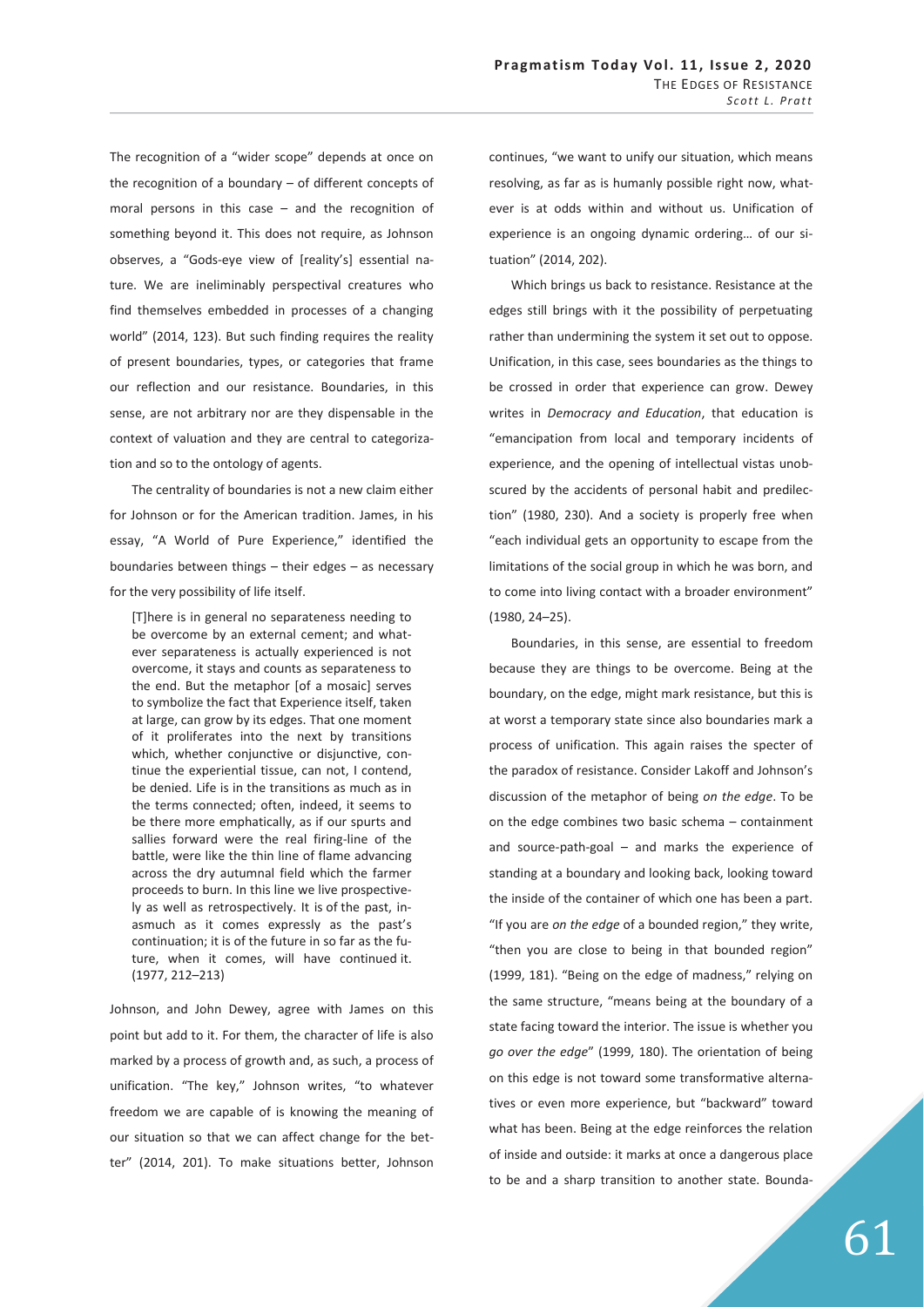The recognition of a "wider scope" depends at once on the recognition of a boundary – of different concepts of moral persons in this case – and the recognition of something beyond it. This does not require, as Johnson observes, a "Gods-eye view of [reality's] essential nature. We are ineliminably perspectival creatures who find themselves embedded in processes of a changing world" (2014, 123). But such finding requires the reality of present boundaries, types, or categories that frame our reflection and our resistance. Boundaries, in this sense, are not arbitrary nor are they dispensable in the context of valuation and they are central to categorization and so to the ontology of agents.

The centrality of boundaries is not a new claim either for Johnson or for the American tradition. James, in his essay, "A World of Pure Experience," identified the boundaries between things – their edges – as necessary for the very possibility of life itself.

> [T]here is in general no separateness needing to be overcome by an external cement; and whatever separateness is actually experienced is not overcome, it stays and counts as separateness to the end. But the metaphor [of a mosaic] serves to symbolize the fact that Experience itself, taken at large, can grow by its edges. That one moment of it proliferates into the next by transitions which, whether conjunctive or disjunctive, continue the experiential tissue, can not, I contend, be denied. Life is in the transitions as much as in the terms connected; often, indeed, it seems to be there more emphatically, as if our spurts and sallies forward were the real firing-line of the battle, were like the thin line of flame advancing across the dry autumnal field which the farmer proceeds to burn. In this line we live prospectively as well as retrospectively. It is of the past, inasmuch as it comes expressly as the past's continuation; it is of the future in so far as the future, when it comes, will have continued it. (1977, 212–213)

Johnson, and John Dewey, agree with James on this point but add to it. For them, the character of life is also marked by a process of growth and, as such, a process of unification. "The key," Johnson writes, "to whatever freedom we are capable of is knowing the meaning of our situation so that we can affect change for the better" (2014, 201). To make situations better, Johnson continues, "we want to unify our situation, which means resolving, as far as is humanly possible right now, whatever is at odds within and without us. Unification of experience is an ongoing dynamic ordering… of our situation" (2014, 202).

Which brings us back to resistance. Resistance at the edges still brings with it the possibility of perpetuating rather than undermining the system it set out to oppose. Unification, in this case, sees boundaries as the things to be crossed in order that experience can grow. Dewey writes in *Democracy and Education*, that education is "emancipation from local and temporary incidents of experience, and the opening of intellectual vistas unobscured by the accidents of personal habit and predilection" (1980, 230). And a society is properly free when "each individual gets an opportunity to escape from the limitations of the social group in which he was born, and to come into living contact with a broader environment" (1980, 24–25).

Boundaries, in this sense, are essential to freedom because they are things to be overcome. Being at the boundary, on the edge, might mark resistance, but this is at worst a temporary state since also boundaries mark a process of unification. This again raises the specter of the paradox of resistance. Consider Lakoff and Johnson's discussion of the metaphor of being *on the edge*. To be on the edge combines two basic schema – containment and source-path-goal – and marks the experience of standing at a boundary and looking back, looking toward the inside of the container of which one has been a part. "If you are *on the edge* of a bounded region," they write, "then you are close to being in that bounded region" (1999, 181). "Being on the edge of madness," relying on the same structure, "means being at the boundary of a state facing toward the interior. The issue is whether you *go over the edge*" (1999, 180). The orientation of being on this edge is not toward some transformative alternatives or even more experience, but "backward" toward what has been. Being at the edge reinforces the relation of inside and outside: it marks at once a dangerous place to be and a sharp transition to another state. Bounda-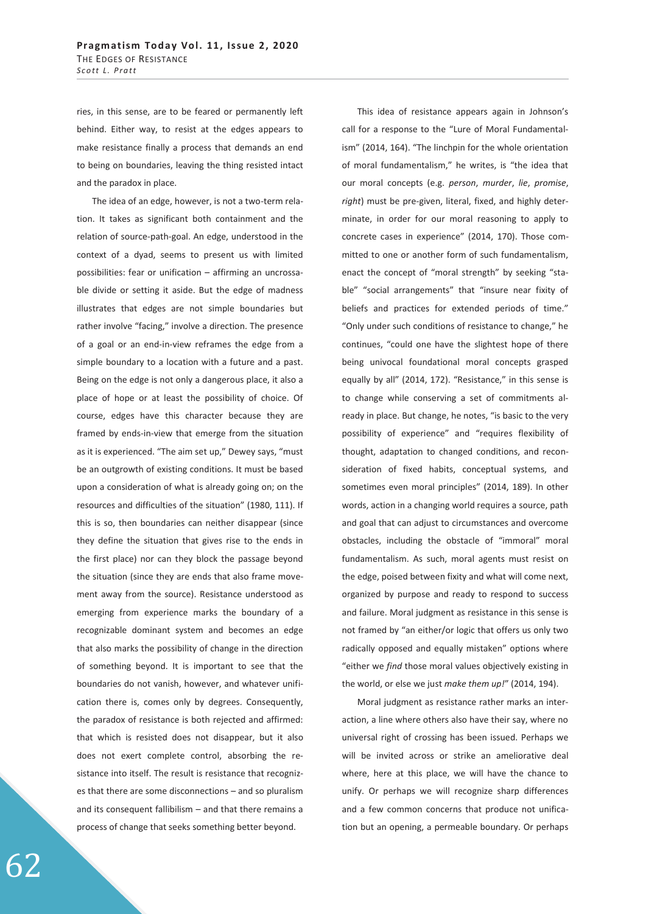ries, in this sense, are to be feared or permanently left behind. Either way, to resist at the edges appears to make resistance finally a process that demands an end to being on boundaries, leaving the thing resisted intact and the paradox in place.

The idea of an edge, however, is not a two-term relation. It takes as significant both containment and the relation of source-path-goal. An edge, understood in the context of a dyad, seems to present us with limited possibilities: fear or unification – affirming an uncrossable divide or setting it aside. But the edge of madness illustrates that edges are not simple boundaries but rather involve "facing," involve a direction. The presence of a goal or an end-in-view reframes the edge from a simple boundary to a location with a future and a past. Being on the edge is not only a dangerous place, it also a place of hope or at least the possibility of choice. Of course, edges have this character because they are framed by ends-in-view that emerge from the situation as it is experienced. "The aim set up," Dewey says, "must be an outgrowth of existing conditions. It must be based upon a consideration of what is already going on; on the resources and difficulties of the situation" (1980, 111). If this is so, then boundaries can neither disappear (since they define the situation that gives rise to the ends in the first place) nor can they block the passage beyond the situation (since they are ends that also frame movement away from the source). Resistance understood as emerging from experience marks the boundary of a recognizable dominant system and becomes an edge that also marks the possibility of change in the direction of something beyond. It is important to see that the boundaries do not vanish, however, and whatever unification there is, comes only by degrees. Consequently, the paradox of resistance is both rejected and affirmed: that which is resisted does not disappear, but it also does not exert complete control, absorbing the resistance into itself. The result is resistance that recognizes that there are some disconnections – and so pluralism and its consequent fallibilism – and that there remains a process of change that seeks something better beyond.

This idea of resistance appears again in Johnson's call for a response to the "Lure of Moral Fundamentalism" (2014, 164). "The linchpin for the whole orientation of moral fundamentalism," he writes, is "the idea that our moral concepts (e.g. *person*, *murder*, *lie*, *promise*, *right*) must be pre-given, literal, fixed, and highly determinate, in order for our moral reasoning to apply to concrete cases in experience" (2014, 170). Those committed to one or another form of such fundamentalism, enact the concept of "moral strength" by seeking "stable" "social arrangements" that "insure near fixity of beliefs and practices for extended periods of time." "Only under such conditions of resistance to change," he continues, "could one have the slightest hope of there being univocal foundational moral concepts grasped equally by all" (2014, 172). "Resistance," in this sense is to change while conserving a set of commitments already in place. But change, he notes, "is basic to the very possibility of experience" and "requires flexibility of thought, adaptation to changed conditions, and reconsideration of fixed habits, conceptual systems, and sometimes even moral principles" (2014, 189). In other words, action in a changing world requires a source, path and goal that can adjust to circumstances and overcome obstacles, including the obstacle of "immoral" moral fundamentalism. As such, moral agents must resist on the edge, poised between fixity and what will come next, organized by purpose and ready to respond to success and failure. Moral judgment as resistance in this sense is not framed by "an either/or logic that offers us only two radically opposed and equally mistaken" options where "either we *find* those moral values objectively existing in the world, or else we just *make them up!*" (2014, 194).

Moral judgment as resistance rather marks an interaction, a line where others also have their say, where no universal right of crossing has been issued. Perhaps we will be invited across or strike an ameliorative deal where, here at this place, we will have the chance to unify. Or perhaps we will recognize sharp differences and a few common concerns that produce not unification but an opening, a permeable boundary. Or perhaps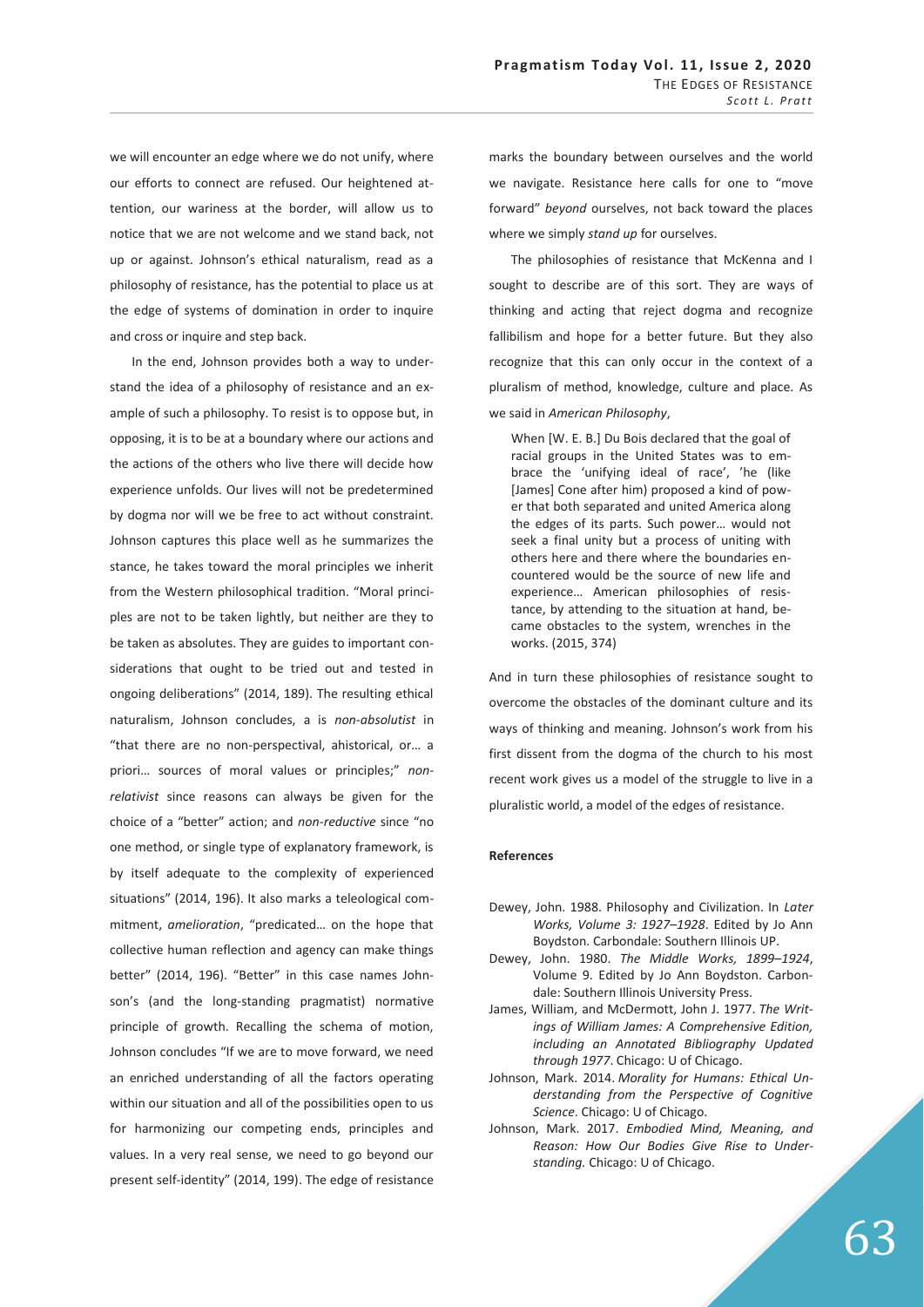we will encounter an edge where we do not unify, where our efforts to connect are refused. Our heightened attention, our wariness at the border, will allow us to notice that we are not welcome and we stand back, not up or against. Johnson's ethical naturalism, read as a philosophy of resistance, has the potential to place us at the edge of systems of domination in order to inquire and cross or inquire and step back.

In the end, Johnson provides both a way to understand the idea of a philosophy of resistance and an example of such a philosophy. To resist is to oppose but, in opposing, it is to be at a boundary where our actions and the actions of the others who live there will decide how experience unfolds. Our lives will not be predetermined by dogma nor will we be free to act without constraint. Johnson captures this place well as he summarizes the stance, he takes toward the moral principles we inherit from the Western philosophical tradition. "Moral principles are not to be taken lightly, but neither are they to be taken as absolutes. They are guides to important considerations that ought to be tried out and tested in ongoing deliberations" (2014, 189). The resulting ethical naturalism, Johnson concludes, a is *non-absolutist* in "that there are no non-perspectival, ahistorical, or… a priori… sources of moral values or principles;" *non-relativist* since reasons can always be given for the choice of a "better" action; and *non-reductive* since "no one method, or single type of explanatory framework, is by itself adequate to the complexity of experienced situations" (2014, 196). It also marks a teleological commitment, *amelioration*, "predicated… on the hope that collective human reflection and agency can make things better" (2014, 196). "Better" in this case names Johnson's (and the long-standing pragmatist) normative principle of growth. Recalling the schema of motion, Johnson concludes "If we are to move forward, we need an enriched understanding of all the factors operating within our situation and all of the possibilities open to us for harmonizing our competing ends, principles and values. In a very real sense, we need to go beyond our present self-identity" (2014, 199). The edge of resistance marks the boundary between ourselves and the world we navigate. Resistance here calls for one to "move forward" *beyond* ourselves, not back toward the places where we simply *stand up* for ourselves.

The philosophies of resistance that McKenna and I sought to describe are of this sort. They are ways of thinking and acting that reject dogma and recognize fallibilism and hope for a better future. But they also recognize that this can only occur in the context of a pluralism of method, knowledge, culture and place. As we said in *American Philosophy*,

> When [W. E. B.] Du Bois declared that the goal of racial groups in the United States was to embrace the 'unifying ideal of race', 'he (like [James] Cone after him) proposed a kind of power that both separated and united America along the edges of its parts. Such power… would not seek a final unity but a process of uniting with others here and there where the boundaries encountered would be the source of new life and experience… American philosophies of resistance, by attending to the situation at hand, became obstacles to the system, wrenches in the works. (2015, 374)

And in turn these philosophies of resistance sought to overcome the obstacles of the dominant culture and its ways of thinking and meaning. Johnson's work from his first dissent from the dogma of the church to his most recent work gives us a model of the struggle to live in a pluralistic world, a model of the edges of resistance.

#### References

- Dewey, John. 1988. Philosophy and Civilization. In *Later Works, Volume 3: 1927–1928*. Edited by Jo Ann Boydston. Carbondale: Southern Illinois UP.
- Dewey, John. 1980. *The Middle Works, 1899–1924*, Volume 9. Edited by Jo Ann Boydston. Carbondale: Southern Illinois University Press.
- James, William, and McDermott, John J. 1977. *The Writings of William James: A Comprehensive Edition, including an Annotated Bibliography Updated through 1977*. Chicago: U of Chicago.
- Johnson, Mark. 2014. *Morality for Humans: Ethical Understanding from the Perspective of Cognitive Science*. Chicago: U of Chicago.
- Johnson, Mark. 2017. *Embodied Mind, Meaning, and Reason: How Our Bodies Give Rise to Understanding.* Chicago: U of Chicago.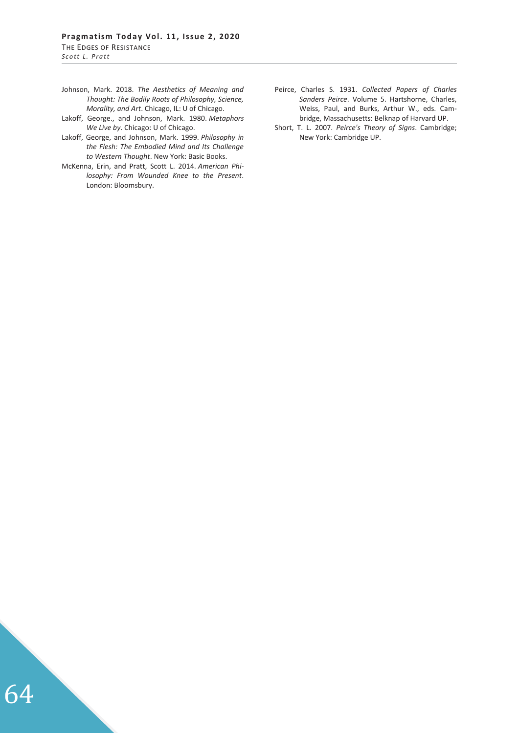Johnson, Mark. 2018. *The Aesthetics of Meaning and Thought: The Bodily Roots of Philosophy, Science, Morality, and Art*. Chicago, IL: U of Chicago.

Lakoff, George., and Johnson, Mark. 1980. *Metaphors We Live by*. Chicago: U of Chicago.

Lakoff, George, and Johnson, Mark. 1999. *Philosophy in the Flesh: The Embodied Mind and Its Challenge to Western Thought*. New York: Basic Books.

McKenna, Erin, and Pratt, Scott L. 2014. *American Philosophy: From Wounded Knee to the Present*. London: Bloomsbury.

Peirce, Charles S. 1931. *Collected Papers of Charles Sanders Peirce*. Volume 5. Hartshorne, Charles, Weiss, Paul, and Burks, Arthur W., eds. Cambridge, Massachusetts: Belknap of Harvard UP.

Short, T. L. 2007. *Peirce's Theory of Signs*. Cambridge; New York: Cambridge UP.